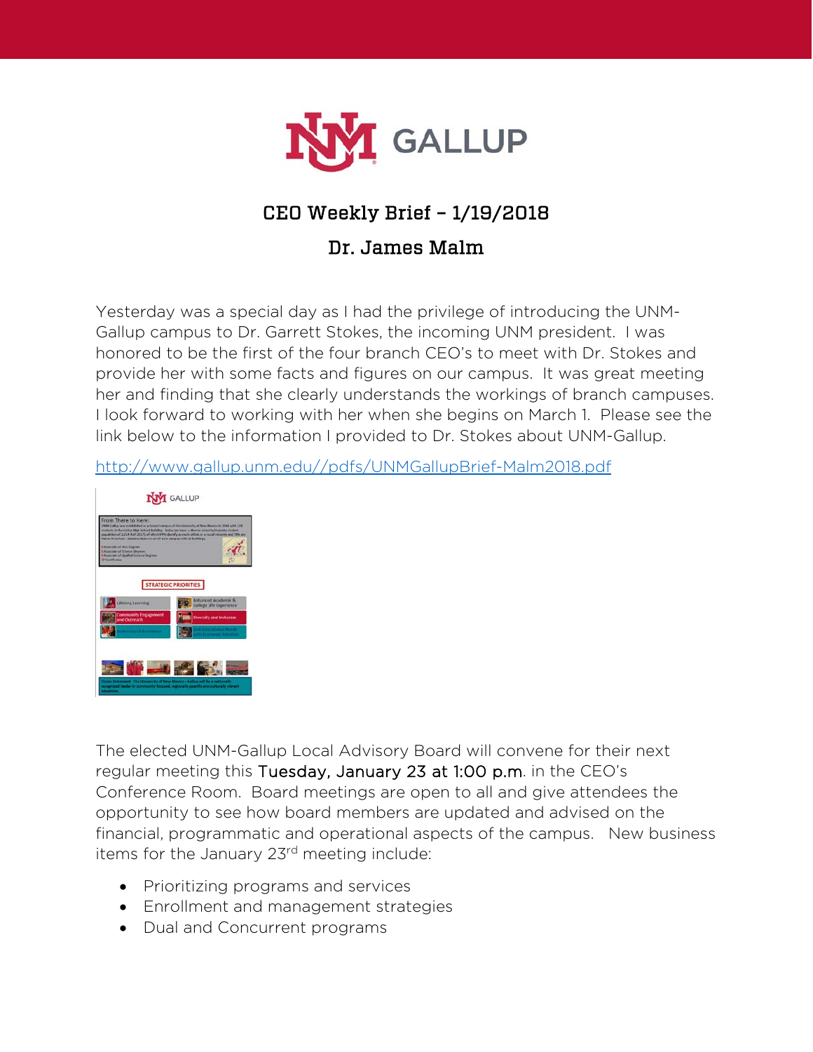# CEO Weekly Brief – 1/19/2018

## Dr. James Malm

Yesterday was a special day as I had the privilege of introducing the UNM-Gallup campus to Dr. Garrett Stokes, the incoming UNM president. I was honored to be the first of the four branch CEO's to meet with Dr. Stokes and provide her with some facts and figures on our campus. It was great meeting her and finding that she clearly understands the workings of branch campuses. I look forward to working with her when she begins on March 1. Please see the link below to the information I provided to Dr. Stokes about UNM-Gallup.

http://www.gallup.unm.edu//pdfs/UNMGallupBrief-Malm2018.pdf

The elected UNM-Gallup Local Advisory Board will convene for their next regular meeting this Tuesday, January 23 at 1:00 p.m. in the CEO's Conference Room. Board meetings are open to all and give attendees the opportunity to see how board members are updated and advised on the financial, programmatic and operational aspects of the campus. New business items for the January 23rd meeting include:

- Prioritizing programs and services
- Enrollment and management strategies
- Dual and Concurrent programs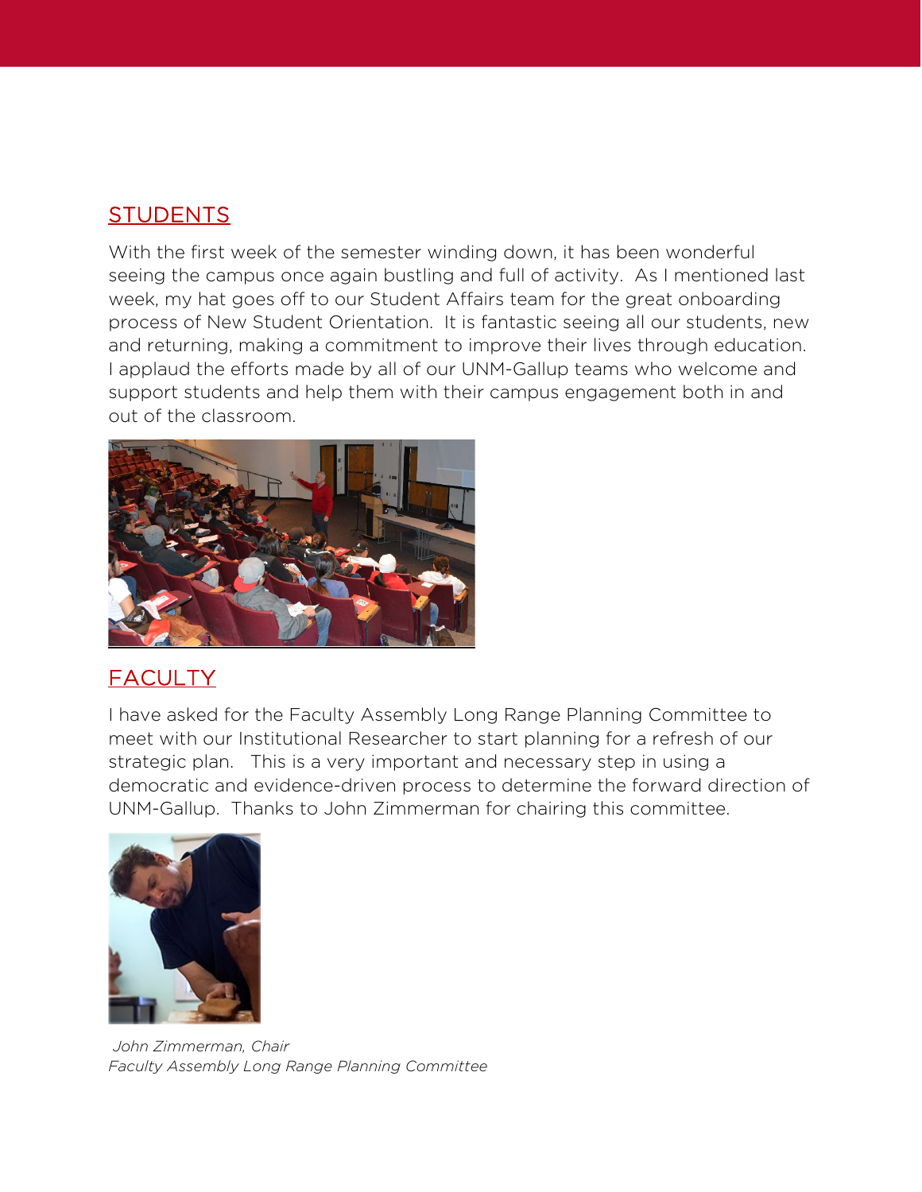## STUDENTS

With the first week of the semester winding down, it has been wonderful seeing the campus once again bustling and full of activity. As I mentioned last week, my hat goes off to our Student Affairs team for the great onboarding process of New Student Orientation. It is fantastic seeing all our students, new and returning, making a commitment to improve their lives through education. I applaud the efforts made by all of our UNM-Gallup teams who welcome and support students and help them with their campus engagement both in and out of the classroom.

## FACULTY

I have asked for the Faculty Assembly Long Range Planning Committee to meet with our Institutional Researcher to start planning for a refresh of our strategic plan. This is a very important and necessary step in using a democratic and evidence-driven process to determine the forward direction of UNM-Gallup. Thanks to John Zimmerman for chairing this committee.

*John Zimmerman, Chair*
*Faculty Assembly Long Range Planning Committee*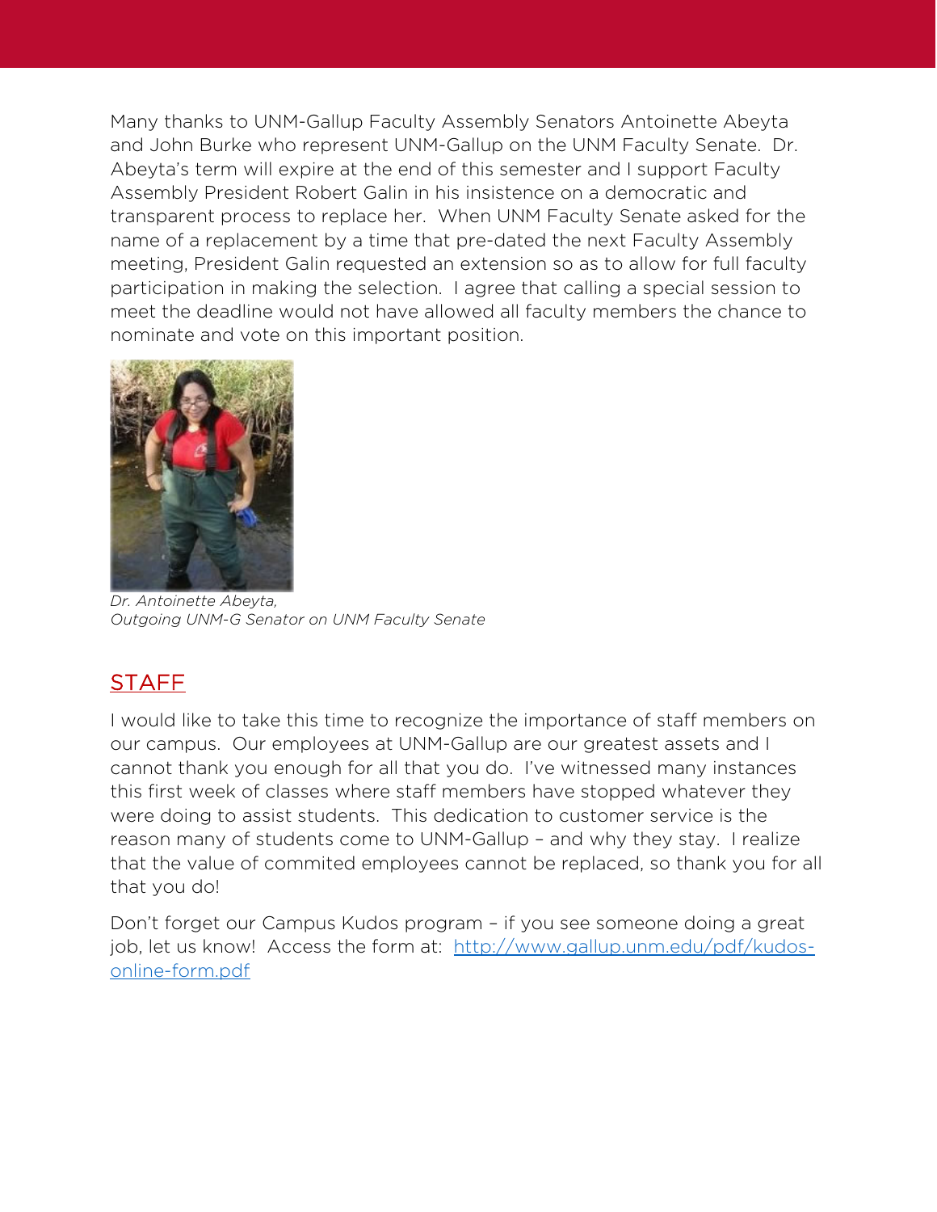Many thanks to UNM-Gallup Faculty Assembly Senators Antoinette Abeyta and John Burke who represent UNM-Gallup on the UNM Faculty Senate. Dr. Abeyta's term will expire at the end of this semester and I support Faculty Assembly President Robert Galin in his insistence on a democratic and transparent process to replace her. When UNM Faculty Senate asked for the name of a replacement by a time that pre-dated the next Faculty Assembly meeting, President Galin requested an extension so as to allow for full faculty participation in making the selection. I agree that calling a special session to meet the deadline would not have allowed all faculty members the chance to nominate and vote on this important position.

*Dr. Antoinette Abeyta,*
*Outgoing UNM-G Senator on UNM Faculty Senate*

## STAFF

I would like to take this time to recognize the importance of staff members on our campus. Our employees at UNM-Gallup are our greatest assets and I cannot thank you enough for all that you do. I've witnessed many instances this first week of classes where staff members have stopped whatever they were doing to assist students. This dedication to customer service is the reason many of students come to UNM-Gallup – and why they stay. I realize that the value of commited employees cannot be replaced, so thank you for all that you do!

Don't forget our Campus Kudos program – if you see someone doing a great job, let us know! Access the form at: [http://www.gallup.unm.edu/pdf/kudos-online-form.pdf](http://www.gallup.unm.edu/pdf/kudos-online-form.pdf)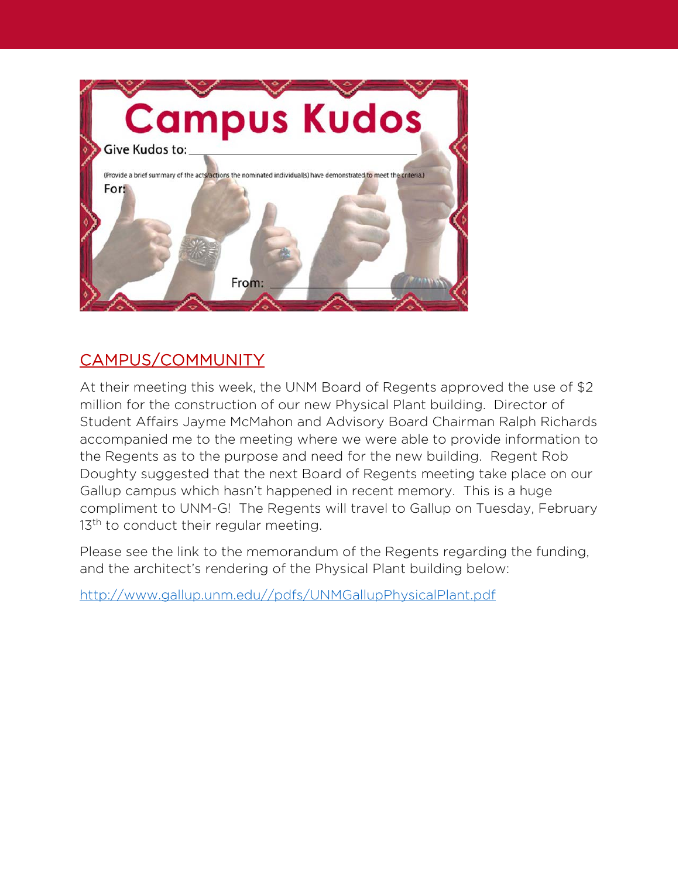# Campus Kudos

Give Kudos to: ______________________________

(Provide a brief summary of the acts/actions the nominated individual(s) have demonstrated to meet the criteria.)

For:

From: ______________________________

## CAMPUS/COMMUNITY

At their meeting this week, the UNM Board of Regents approved the use of $2 million for the construction of our new Physical Plant building. Director of Student Affairs Jayme McMahon and Advisory Board Chairman Ralph Richards accompanied me to the meeting where we were able to provide information to the Regents as to the purpose and need for the new building. Regent Rob Doughty suggested that the next Board of Regents meeting take place on our Gallup campus which hasn't happened in recent memory. This is a huge compliment to UNM-G! The Regents will travel to Gallup on Tuesday, February 13th to conduct their regular meeting.

Please see the link to the memorandum of the Regents regarding the funding, and the architect's rendering of the Physical Plant building below:

http://www.gallup.unm.edu//pdfs/UNMGallupPhysicalPlant.pdf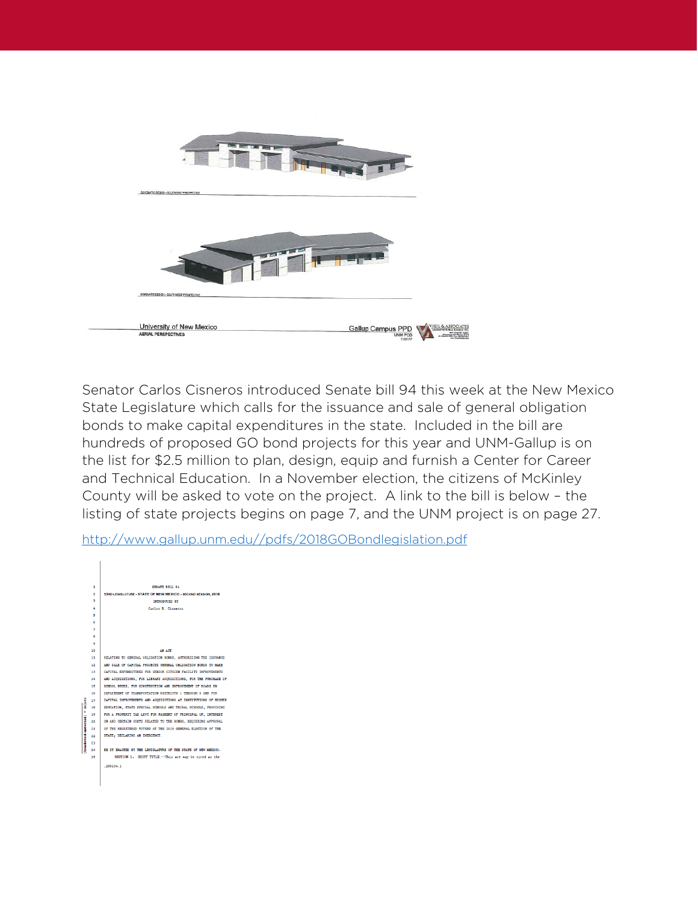University of New Mexico
AERIAL PERSPECTIVES

Gallup Campus PPD
UNM PCD

Senator Carlos Cisneros introduced Senate bill 94 this week at the New Mexico State Legislature which calls for the issuance and sale of general obligation bonds to make capital expenditures in the state. Included in the bill are hundreds of proposed GO bond projects for this year and UNM-Gallup is on the list for $2.5 million to plan, design, equip and furnish a Center for Career and Technical Education. In a November election, the citizens of McKinley County will be asked to vote on the project. A link to the bill is below – the listing of state projects begins on page 7, and the UNM project is on page 27.

http://www.gallup.unm.edu//pdfs/2018GOBondlegislation.pdf

SENATE BILL 94
53RD LEGISLATURE - STATE OF NEW MEXICO - SECOND SESSION, 2018
INTRODUCED BY
Carlos R. Cisneros

AN ACT
RELATING TO GENERAL OBLIGATION BONDS; AUTHORIZING THE ISSUANCE AND SALE OF CAPITAL PROJECTS GENERAL OBLIGATION BONDS TO MAKE CAPITAL EXPENDITURES FOR SENIOR CITIZEN FACILITY IMPROVEMENTS AND ACQUISITIONS, FOR LIBRARY ACQUISITIONS, FOR THE PURCHASE OF SCHOOL BUSES, FOR CONSTRUCTION AND IMPROVEMENT OF ROADS IN DEPARTMENT OF TRANSPORTATION DISTRICTS 1 THROUGH 6 AND FOR CAPITAL IMPROVEMENTS AND ACQUISITIONS AT INSTITUTIONS OF HIGHER EDUCATION, STATE SPECIAL SCHOOLS AND TRIBAL SCHOOLS; PROVIDING FOR A PROPERTY TAX LEVY FOR PAYMENT OF PRINCIPAL OF, INTEREST ON AND CERTAIN COSTS RELATED TO THE BONDS; REQUIRING APPROVAL OF THE REGISTERED VOTERS AT THE 2018 GENERAL ELECTION OF THE STATE; DECLARING AN EMERGENCY.

BE IT ENACTED BY THE LEGISLATURE OF THE STATE OF NEW MEXICO:

SECTION 1. SHORT TITLE.--This act may be cited as the

.209104.1